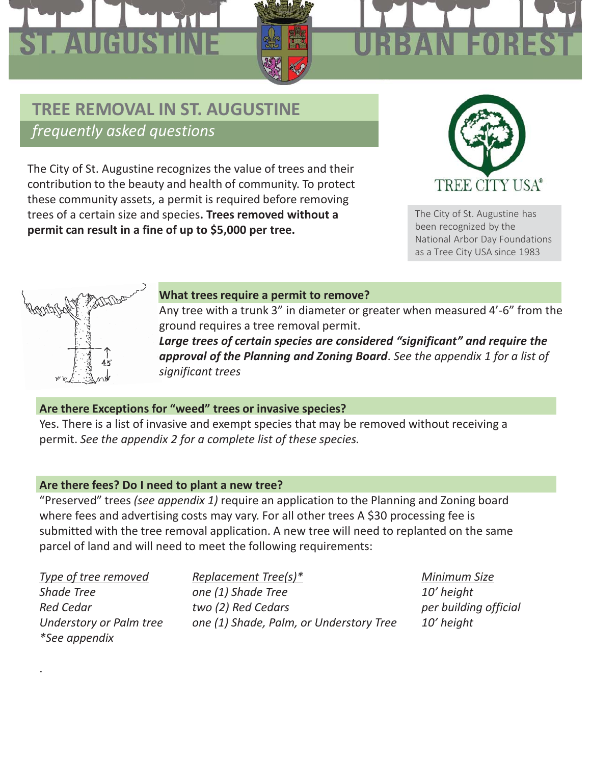# ST. AUGUSTINE URBAN FOREST

## TREE REMOVAL IN ST. AUGUSTINE

*frequently asked questions*

The City of St. Augustine recognizes the value of trees and their contribution to the beauty and health of community. To protect these community assets, a permit is required before removing trees of a certain size and species**. Trees removed without a permit can result in a fine of up to $5,000 per tree.**

TREE CITY USA®

The City of St. Augustine has been recognized by the National Arbor Day Foundations as a Tree City USA since 1983

### What trees require a permit to remove?

Any tree with a trunk 3" in diameter or greater when measured 4'-6" from the ground requires a tree removal permit.

***Large trees of certain species are considered "significant" and require the approval of the Planning and Zoning Board***. *See the appendix 1 for a list of significant trees*

### Are there Exceptions for "weed" trees or invasive species?

Yes. There is a list of invasive and exempt species that may be removed without receiving a permit. *See the appendix 2 for a complete list of these species.*

### Are there fees? Do I need to plant a new tree?

"Preserved" trees *(see appendix 1)* require an application to the Planning and Zoning board where fees and advertising costs may vary. For all other trees A $30 processing fee is submitted with the tree removal application. A new tree will need to replanted on the same parcel of land and will need to meet the following requirements:

| *Type of tree removed* | *Replacement Tree(s)** | *Minimum Size* |
|---|---|---|
| *Shade Tree* | *one (1) Shade Tree* | *10' height* |
| *Red Cedar* | *two (2) Red Cedars* | *per building official* |
| *Understory or Palm tree* | *one (1) Shade, Palm, or Understory Tree* | *10' height* |

**See appendix*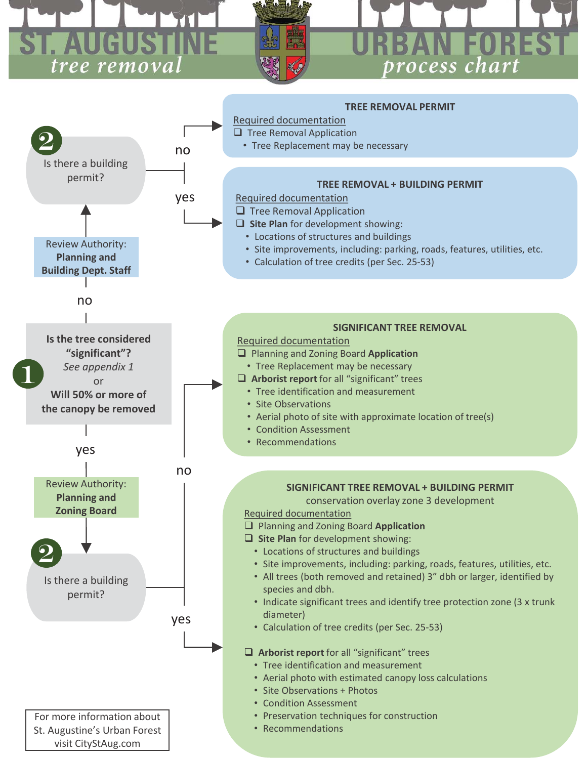# ST. AUGUSTINE *tree removal*

# URBAN FOREST *process chart*

**1** **Is the tree considered "significant"?**
*See appendix 1*
or
**Will 50% or more of the canopy be removed**

- **no** → Review Authority: **Planning and Building Dept. Staff** → **2** Is there a building permit?
  - no → TREE REMOVAL PERMIT
  - yes → TREE REMOVAL + BUILDING PERMIT
- **yes** → Review Authority: **Planning and Zoning Board** → **2** Is there a building permit?
  - no → SIGNIFICANT TREE REMOVAL
  - yes → SIGNIFICANT TREE REMOVAL + BUILDING PERMIT

## TREE REMOVAL PERMIT

Required documentation

- ❑ Tree Removal Application
  - Tree Replacement may be necessary

## TREE REMOVAL + BUILDING PERMIT

Required documentation

- ❑ Tree Removal Application
- ❑ **Site Plan** for development showing:
  - Locations of structures and buildings
  - Site improvements, including: parking, roads, features, utilities, etc.
  - Calculation of tree credits (per Sec. 25-53)

## SIGNIFICANT TREE REMOVAL

Required documentation

- ❑ Planning and Zoning Board **Application**
  - Tree Replacement may be necessary
- ❑ **Arborist report** for all "significant" trees
  - Tree identification and measurement
  - Site Observations
  - Aerial photo of site with approximate location of tree(s)
  - Condition Assessment
  - Recommendations

## SIGNIFICANT TREE REMOVAL + BUILDING PERMIT

conservation overlay zone 3 development

Required documentation

- ❑ Planning and Zoning Board **Application**
- ❑ **Site Plan** for development showing:
  - Locations of structures and buildings
  - Site improvements, including: parking, roads, features, utilities, etc.
  - All trees (both removed and retained) 3" dbh or larger, identified by species and dbh.
  - Indicate significant trees and identify tree protection zone (3 x trunk diameter)
  - Calculation of tree credits (per Sec. 25-53)
- ❑ **Arborist report** for all "significant" trees
  - Tree identification and measurement
  - Aerial photo with estimated canopy loss calculations
  - Site Observations + Photos
  - Condition Assessment
  - Preservation techniques for construction
  - Recommendations

For more information about St. Augustine's Urban Forest visit CityStAug.com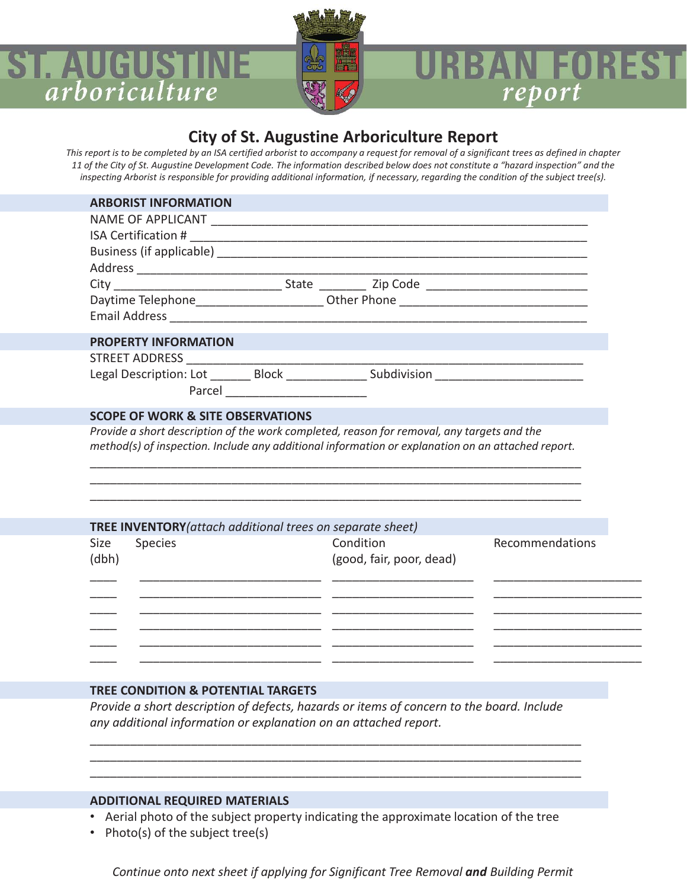# ST. AUGUSTINE *arboriculture* URBAN FOREST *report*

## City of St. Augustine Arboriculture Report

*This report is to be completed by an ISA certified arborist to accompany a request for removal of a significant trees as defined in chapter 11 of the City of St. Augustine Development Code. The information described below does not constitute a "hazard inspection" and the inspecting Arborist is responsible for providing additional information, if necessary, regarding the condition of the subject tree(s).*

### ARBORIST INFORMATION

NAME OF APPLICANT ____________________________________________________________

ISA Certification # ____________________________________________________________

Business (if applicable) ________________________________________________________

Address _______________________________________________________________________

City __________________________ State _______ Zip Code ________________________

Daytime Telephone__________________ Other Phone ____________________________

Email Address _________________________________________________________________

### PROPERTY INFORMATION

STREET ADDRESS ______________________________________________________________

Legal Description: Lot ______ Block ___________ Subdivision _____________________

Parcel _____________________

### SCOPE OF WORK & SITE OBSERVATIONS

*Provide a short description of the work completed, reason for removal, any targets and the method(s) of inspection. Include any additional information or explanation on an attached report.*

______________________________________________________________________________

______________________________________________________________________________

______________________________________________________________________________

### TREE INVENTORY *(attach additional trees on separate sheet)*

| Size (dbh) | Species | Condition (good, fair, poor, dead) | Recommendations |
|---|---|---|---|
| ____ | ____________________________ | ______________________ | ______________________ |
| ____ | ____________________________ | ______________________ | ______________________ |
| ____ | ____________________________ | ______________________ | ______________________ |
| ____ | ____________________________ | ______________________ | ______________________ |
| ____ | ____________________________ | ______________________ | ______________________ |
| ____ | ____________________________ | ______________________ | ______________________ |

### TREE CONDITION & POTENTIAL TARGETS

*Provide a short description of defects, hazards or items of concern to the board. Include any additional information or explanation on an attached report.*

______________________________________________________________________________

______________________________________________________________________________

______________________________________________________________________________

### ADDITIONAL REQUIRED MATERIALS

- Aerial photo of the subject property indicating the approximate location of the tree
- Photo(s) of the subject tree(s)

*Continue onto next sheet if applying for Significant Tree Removal **and** Building Permit*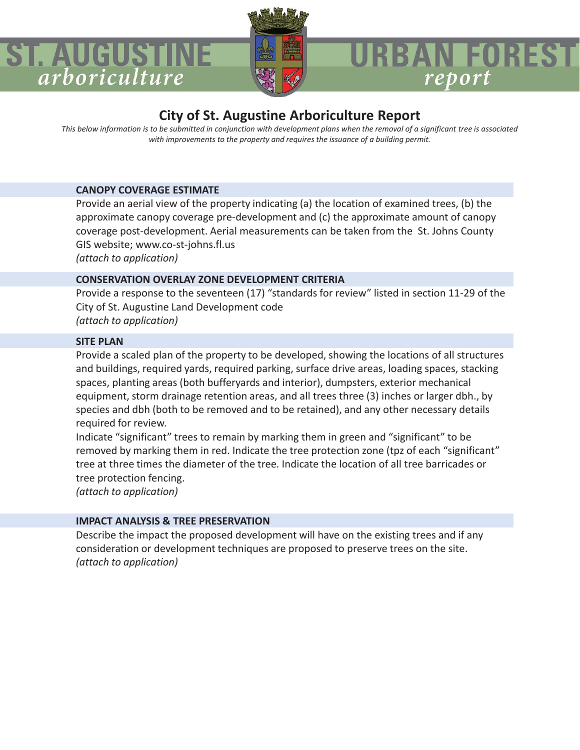# City of St. Augustine Arboriculture Report

*This below information is to be submitted in conjunction with development plans when the removal of a significant tree is associated with improvements to the property and requires the issuance of a building permit.*

### CANOPY COVERAGE ESTIMATE

Provide an aerial view of the property indicating (a) the location of examined trees, (b) the approximate canopy coverage pre-development and (c) the approximate amount of canopy coverage post-development. Aerial measurements can be taken from the St. Johns County GIS website; www.co-st-johns.fl.us
*(attach to application)*

### CONSERVATION OVERLAY ZONE DEVELOPMENT CRITERIA

Provide a response to the seventeen (17) "standards for review" listed in section 11-29 of the City of St. Augustine Land Development code
*(attach to application)*

### SITE PLAN

Provide a scaled plan of the property to be developed, showing the locations of all structures and buildings, required yards, required parking, surface drive areas, loading spaces, stacking spaces, planting areas (both bufferyards and interior), dumpsters, exterior mechanical equipment, storm drainage retention areas, and all trees three (3) inches or larger dbh., by species and dbh (both to be removed and to be retained), and any other necessary details required for review.
Indicate "significant" trees to remain by marking them in green and "significant" to be removed by marking them in red. Indicate the tree protection zone (tpz of each "significant" tree at three times the diameter of the tree. Indicate the location of all tree barricades or tree protection fencing.
*(attach to application)*

### IMPACT ANALYSIS & TREE PRESERVATION

Describe the impact the proposed development will have on the existing trees and if any consideration or development techniques are proposed to preserve trees on the site.
*(attach to application)*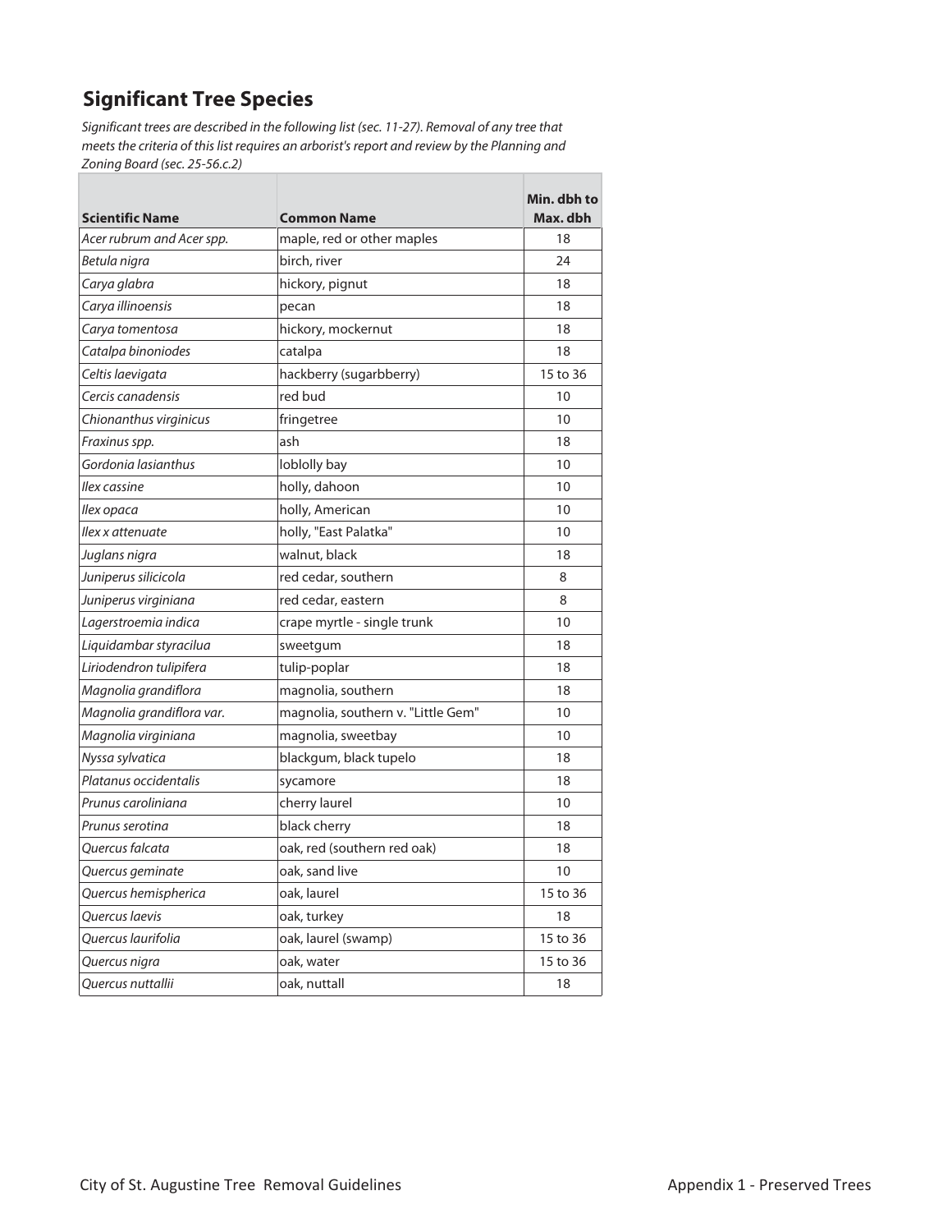## Significant Tree Species

*Significant trees are described in the following list (sec. 11-27). Removal of any tree that meets the criteria of this list requires an arborist's report and review by the Planning and Zoning Board (sec. 25-56.c.2)*

| Scientific Name | Common Name | Min. dbh to Max. dbh |
|---|---|---|
| *Acer rubrum and Acer spp.* | maple, red or other maples | 18 |
| *Betula nigra* | birch, river | 24 |
| *Carya glabra* | hickory, pignut | 18 |
| *Carya illinoensis* | pecan | 18 |
| *Carya tomentosa* | hickory, mockernut | 18 |
| *Catalpa binoniodes* | catalpa | 18 |
| *Celtis laevigata* | hackberry (sugarbberry) | 15 to 36 |
| *Cercis canadensis* | red bud | 10 |
| *Chionanthus virginicus* | fringetree | 10 |
| *Fraxinus spp.* | ash | 18 |
| *Gordonia lasianthus* | loblolly bay | 10 |
| *Ilex cassine* | holly, dahoon | 10 |
| *Ilex opaca* | holly, American | 10 |
| *Ilex x attenuate* | holly, "East Palatka" | 10 |
| *Juglans nigra* | walnut, black | 18 |
| *Juniperus silicicola* | red cedar, southern | 8 |
| *Juniperus virginiana* | red cedar, eastern | 8 |
| *Lagerstroemia indica* | crape myrtle - single trunk | 10 |
| *Liquidambar styracilua* | sweetgum | 18 |
| *Liriodendron tulipifera* | tulip-poplar | 18 |
| *Magnolia grandiflora* | magnolia, southern | 18 |
| *Magnolia grandiflora var.* | magnolia, southern v. "Little Gem" | 10 |
| *Magnolia virginiana* | magnolia, sweetbay | 10 |
| *Nyssa sylvatica* | blackgum, black tupelo | 18 |
| *Platanus occidentalis* | sycamore | 18 |
| *Prunus caroliniana* | cherry laurel | 10 |
| *Prunus serotina* | black cherry | 18 |
| *Quercus falcata* | oak, red (southern red oak) | 18 |
| *Quercus geminate* | oak, sand live | 10 |
| *Quercus hemispherica* | oak, laurel | 15 to 36 |
| *Quercus laevis* | oak, turkey | 18 |
| *Quercus laurifolia* | oak, laurel (swamp) | 15 to 36 |
| *Quercus nigra* | oak, water | 15 to 36 |
| *Quercus nuttallii* | oak, nuttall | 18 |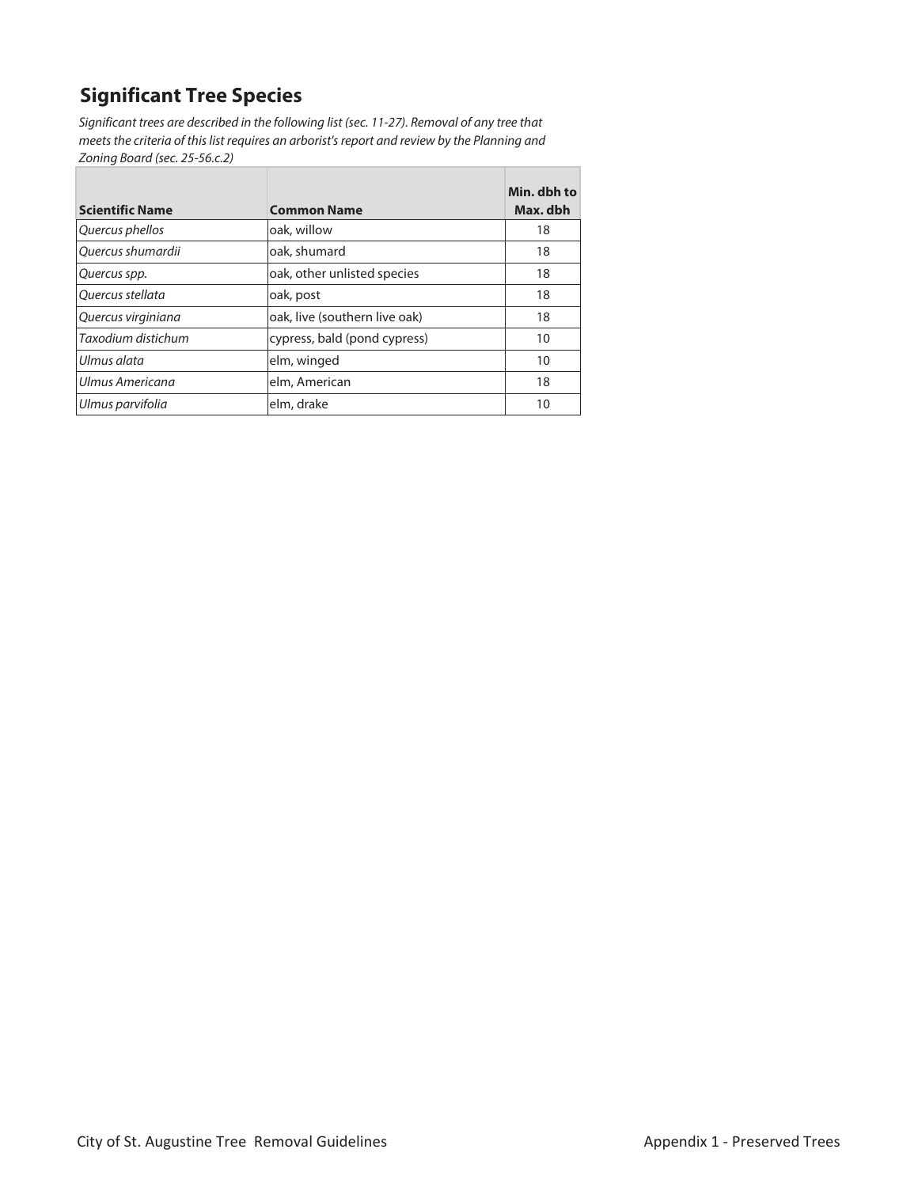## Significant Tree Species

*Significant trees are described in the following list (sec. 11-27). Removal of any tree that meets the criteria of this list requires an arborist's report and review by the Planning and Zoning Board (sec. 25-56.c.2)*

| Scientific Name | Common Name | Min. dbh to Max. dbh |
|---|---|---|
| *Quercus phellos* | oak, willow | 18 |
| *Quercus shumardii* | oak, shumard | 18 |
| *Quercus spp.* | oak, other unlisted species | 18 |
| *Quercus stellata* | oak, post | 18 |
| *Quercus virginiana* | oak, live (southern live oak) | 18 |
| *Taxodium distichum* | cypress, bald (pond cypress) | 10 |
| *Ulmus alata* | elm, winged | 10 |
| *Ulmus Americana* | elm, American | 18 |
| *Ulmus parvifolia* | elm, drake | 10 |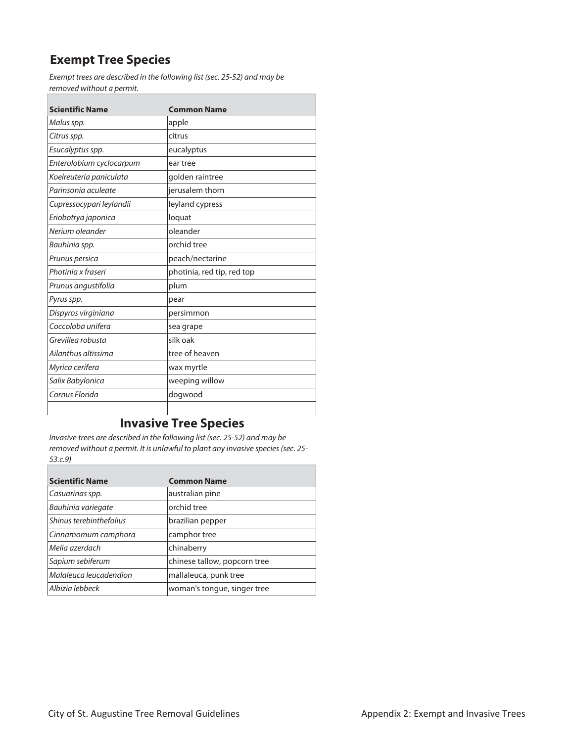## Exempt Tree Species

*Exempt trees are described in the following list (sec. 25-52) and may be removed without a permit.*

| Scientific Name | Common Name |
|---|---|
| *Malus spp.* | apple |
| *Citrus spp.* | citrus |
| *Esucalyptus spp.* | eucalyptus |
| *Enterolobium cyclocarpum* | ear tree |
| *Koelreuteria paniculata* | golden raintree |
| *Parinsonia aculeate* | jerusalem thorn |
| *Cupressocypari leylandii* | leyland cypress |
| *Eriobotrya japonica* | loquat |
| *Nerium oleander* | oleander |
| *Bauhinia spp.* | orchid tree |
| *Prunus persica* | peach/nectarine |
| *Photinia x fraseri* | photinia, red tip, red top |
| *Prunus angustifolia* | plum |
| *Pyrus spp.* | pear |
| *Dispyros virginiana* | persimmon |
| *Coccoloba unifera* | sea grape |
| *Grevillea robusta* | silk oak |
| *Ailanthus altissima* | tree of heaven |
| *Myrica cerifera* | wax myrtle |
| *Salix Babylonica* | weeping willow |
| *Cornus Florida* | dogwood |
| | |

## Invasive Tree Species

*Invasive trees are described in the following list (sec. 25-52) and may be removed without a permit. It is unlawful to plant any invasive species (sec. 25-53.c.9)*

| Scientific Name | Common Name |
|---|---|
| *Casuarinas spp.* | australian pine |
| *Bauhinia variegate* | orchid tree |
| *Shinus terebinthefolius* | brazilian pepper |
| *Cinnamomum camphora* | camphor tree |
| *Melia azerdach* | chinaberry |
| *Sapium sebiferum* | chinese tallow, popcorn tree |
| *Malaleuca leucadendion* | mallaleuca, punk tree |
| *Albizia lebbeck* | woman's tongue, singer tree |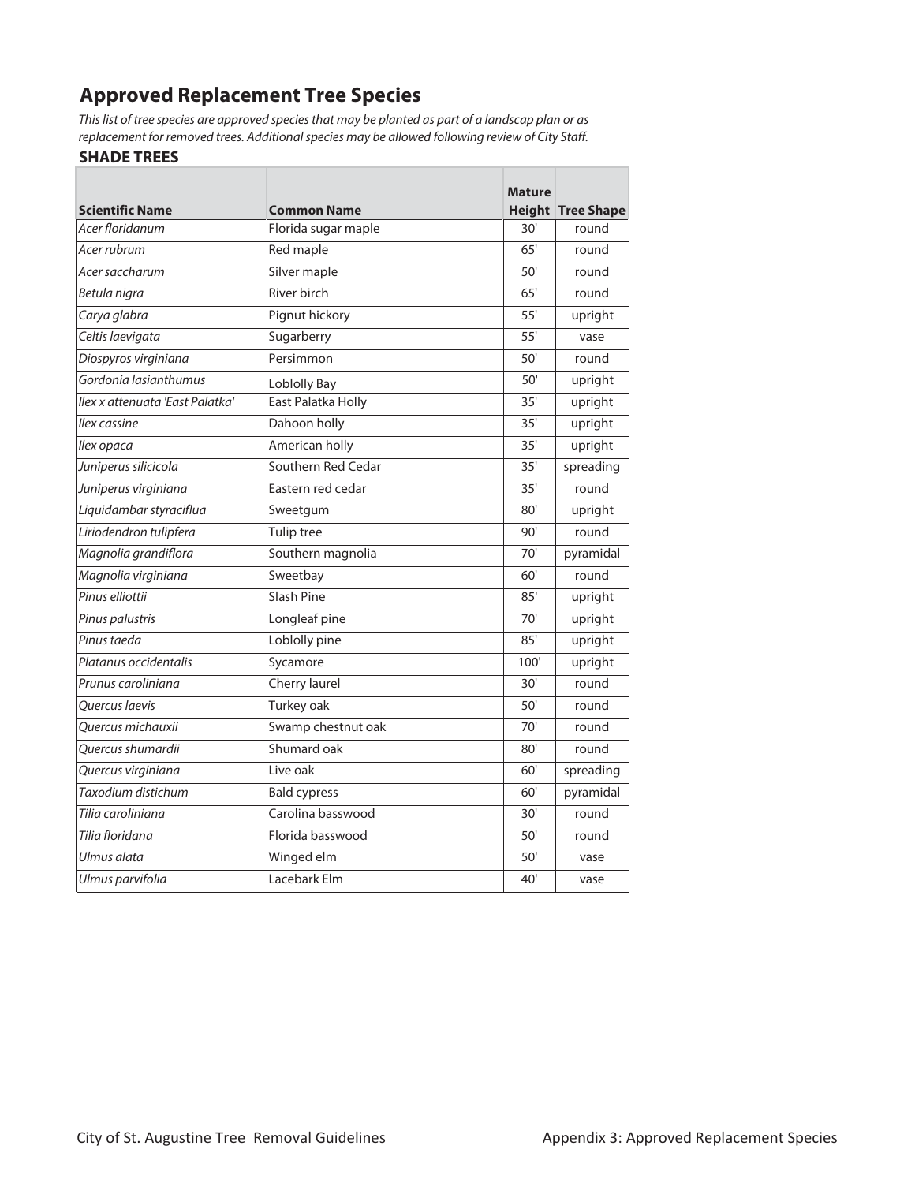## Approved Replacement Tree Species

*This list of tree species are approved species that may be planted as part of a landscap plan or as replacement for removed trees. Additional species may be allowed following review of City Staff.*

### SHADE TREES

| Scientific Name | Common Name | Mature Height | Tree Shape |
|---|---|---|---|
| *Acer floridanum* | Florida sugar maple | 30' | round |
| *Acer rubrum* | Red maple | 65' | round |
| *Acer saccharum* | Silver maple | 50' | round |
| *Betula nigra* | River birch | 65' | round |
| *Carya glabra* | Pignut hickory | 55' | upright |
| *Celtis laevigata* | Sugarberry | 55' | vase |
| *Diospyros virginiana* | Persimmon | 50' | round |
| *Gordonia lasianthumus* | Loblolly Bay | 50' | upright |
| *Ilex x attenuata 'East Palatka'* | East Palatka Holly | 35' | upright |
| *Ilex cassine* | Dahoon holly | 35' | upright |
| *Ilex opaca* | American holly | 35' | upright |
| *Juniperus silicicola* | Southern Red Cedar | 35' | spreading |
| *Juniperus virginiana* | Eastern red cedar | 35' | round |
| *Liquidambar styraciflua* | Sweetgum | 80' | upright |
| *Liriodendron tulipfera* | Tulip tree | 90' | round |
| *Magnolia grandiflora* | Southern magnolia | 70' | pyramidal |
| *Magnolia virginiana* | Sweetbay | 60' | round |
| *Pinus elliottii* | Slash Pine | 85' | upright |
| *Pinus palustris* | Longleaf pine | 70' | upright |
| *Pinus taeda* | Loblolly pine | 85' | upright |
| *Platanus occidentalis* | Sycamore | 100' | upright |
| *Prunus caroliniana* | Cherry laurel | 30' | round |
| *Quercus laevis* | Turkey oak | 50' | round |
| *Quercus michauxii* | Swamp chestnut oak | 70' | round |
| *Quercus shumardii* | Shumard oak | 80' | round |
| *Quercus virginiana* | Live oak | 60' | spreading |
| *Taxodium distichum* | Bald cypress | 60' | pyramidal |
| *Tilia caroliniana* | Carolina basswood | 30' | round |
| *Tilia floridana* | Florida basswood | 50' | round |
| *Ulmus alata* | Winged elm | 50' | vase |
| *Ulmus parvifolia* | Lacebark Elm | 40' | vase |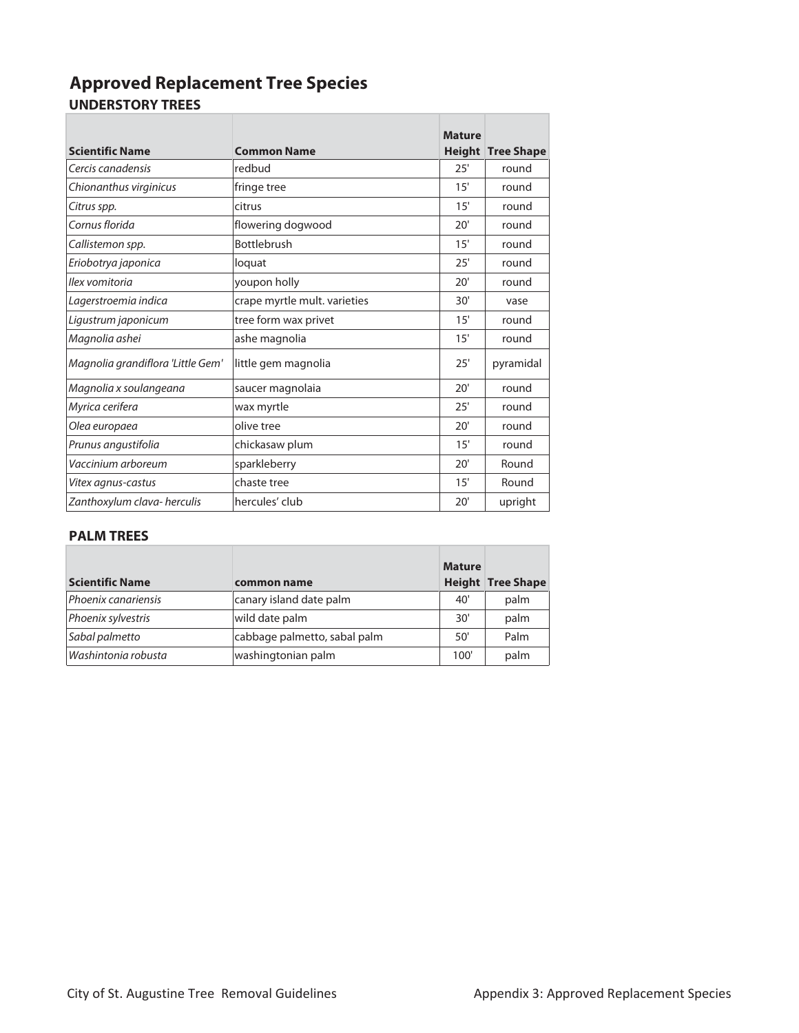# Approved Replacement Tree Species

## UNDERSTORY TREES

| Scientific Name | Common Name | Mature Height | Tree Shape |
|---|---|---|---|
| *Cercis canadensis* | redbud | 25' | round |
| *Chionanthus virginicus* | fringe tree | 15' | round |
| *Citrus spp.* | citrus | 15' | round |
| *Cornus florida* | flowering dogwood | 20' | round |
| *Callistemon spp.* | Bottlebrush | 15' | round |
| *Eriobotrya japonica* | loquat | 25' | round |
| *Ilex vomitoria* | youpon holly | 20' | round |
| *Lagerstroemia indica* | crape myrtle mult. varieties | 30' | vase |
| *Ligustrum japonicum* | tree form wax privet | 15' | round |
| *Magnolia ashei* | ashe magnolia | 15' | round |
| *Magnolia grandiflora 'Little Gem'* | little gem magnolia | 25' | pyramidal |
| *Magnolia x soulangeana* | saucer magnolaia | 20' | round |
| *Myrica cerifera* | wax myrtle | 25' | round |
| *Olea europaea* | olive tree | 20' | round |
| *Prunus angustifolia* | chickasaw plum | 15' | round |
| *Vaccinium arboreum* | sparkleberry | 20' | Round |
| *Vitex agnus-castus* | chaste tree | 15' | Round |
| *Zanthoxylum clava- herculis* | hercules' club | 20' | upright |

## PALM TREES

| Scientific Name | common name | Mature Height | Tree Shape |
|---|---|---|---|
| *Phoenix canariensis* | canary island date palm | 40' | palm |
| *Phoenix sylvestris* | wild date palm | 30' | palm |
| *Sabal palmetto* | cabbage palmetto, sabal palm | 50' | Palm |
| *Washintonia robusta* | washingtonian palm | 100' | palm |